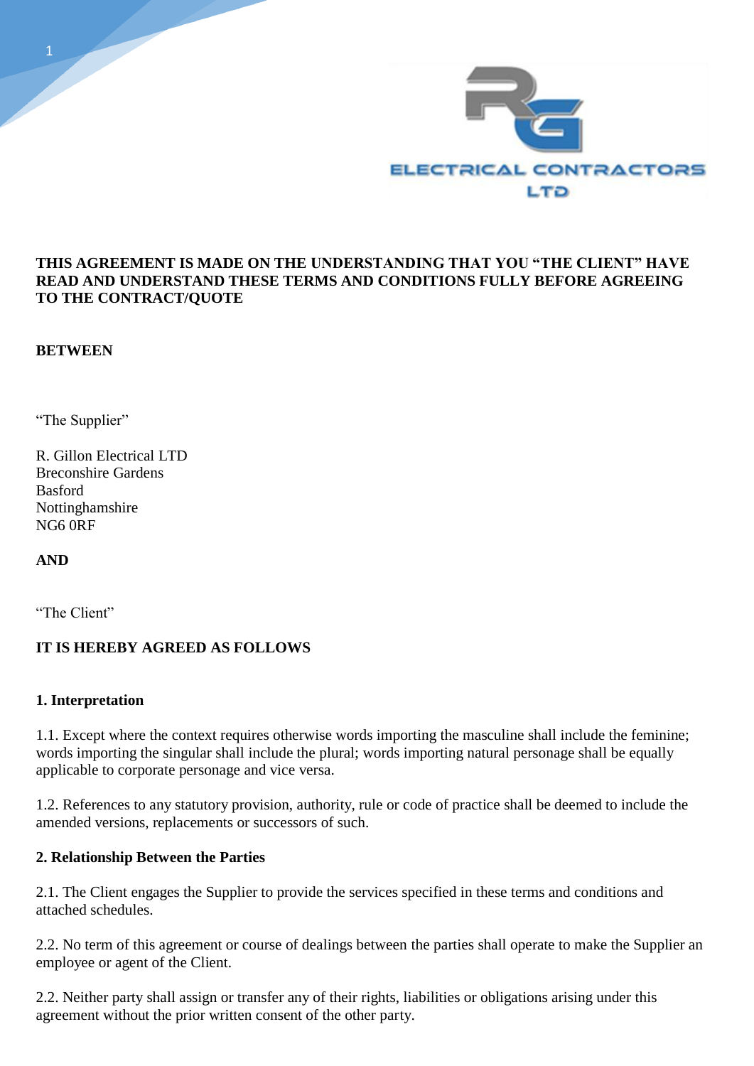**THIS AGREEMENT IS MADE ON THE UNDERSTANDING THAT YOU "THE CLIENT" HAVE READ AND UNDERSTAND THESE TERMS AND CONDITIONS FULLY BEFORE AGREEING TO THE CONTRACT/QUOTE**

**BETWEEN**

"The Supplier"

R. Gillon Electrical LTD
Breconshire Gardens
Basford
Nottinghamshire
NG6 0RF

**AND**

"The Client"

**IT IS HEREBY AGREED AS FOLLOWS**

## 1. Interpretation

1.1. Except where the context requires otherwise words importing the masculine shall include the feminine; words importing the singular shall include the plural; words importing natural personage shall be equally applicable to corporate personage and vice versa.

1.2. References to any statutory provision, authority, rule or code of practice shall be deemed to include the amended versions, replacements or successors of such.

## 2. Relationship Between the Parties

2.1. The Client engages the Supplier to provide the services specified in these terms and conditions and attached schedules.

2.2. No term of this agreement or course of dealings between the parties shall operate to make the Supplier an employee or agent of the Client.

2.2. Neither party shall assign or transfer any of their rights, liabilities or obligations arising under this agreement without the prior written consent of the other party.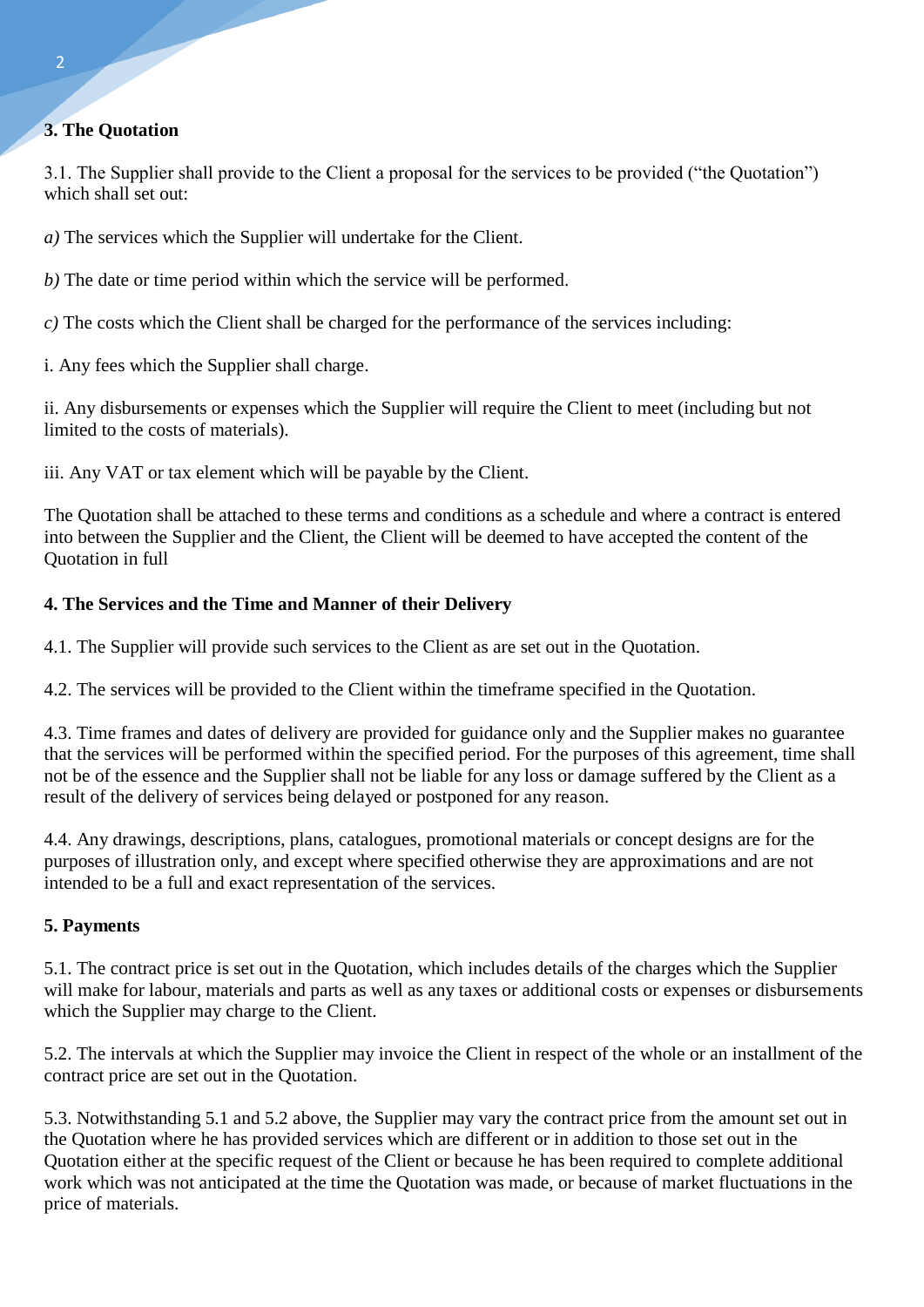## 3. The Quotation

3.1. The Supplier shall provide to the Client a proposal for the services to be provided ("the Quotation") which shall set out:

*a)* The services which the Supplier will undertake for the Client.

*b)* The date or time period within which the service will be performed.

*c)* The costs which the Client shall be charged for the performance of the services including:

i. Any fees which the Supplier shall charge.

ii. Any disbursements or expenses which the Supplier will require the Client to meet (including but not limited to the costs of materials).

iii. Any VAT or tax element which will be payable by the Client.

The Quotation shall be attached to these terms and conditions as a schedule and where a contract is entered into between the Supplier and the Client, the Client will be deemed to have accepted the content of the Quotation in full

## 4. The Services and the Time and Manner of their Delivery

4.1. The Supplier will provide such services to the Client as are set out in the Quotation.

4.2. The services will be provided to the Client within the timeframe specified in the Quotation.

4.3. Time frames and dates of delivery are provided for guidance only and the Supplier makes no guarantee that the services will be performed within the specified period. For the purposes of this agreement, time shall not be of the essence and the Supplier shall not be liable for any loss or damage suffered by the Client as a result of the delivery of services being delayed or postponed for any reason.

4.4. Any drawings, descriptions, plans, catalogues, promotional materials or concept designs are for the purposes of illustration only, and except where specified otherwise they are approximations and are not intended to be a full and exact representation of the services.

## 5. Payments

5.1. The contract price is set out in the Quotation, which includes details of the charges which the Supplier will make for labour, materials and parts as well as any taxes or additional costs or expenses or disbursements which the Supplier may charge to the Client.

5.2. The intervals at which the Supplier may invoice the Client in respect of the whole or an installment of the contract price are set out in the Quotation.

5.3. Notwithstanding 5.1 and 5.2 above, the Supplier may vary the contract price from the amount set out in the Quotation where he has provided services which are different or in addition to those set out in the Quotation either at the specific request of the Client or because he has been required to complete additional work which was not anticipated at the time the Quotation was made, or because of market fluctuations in the price of materials.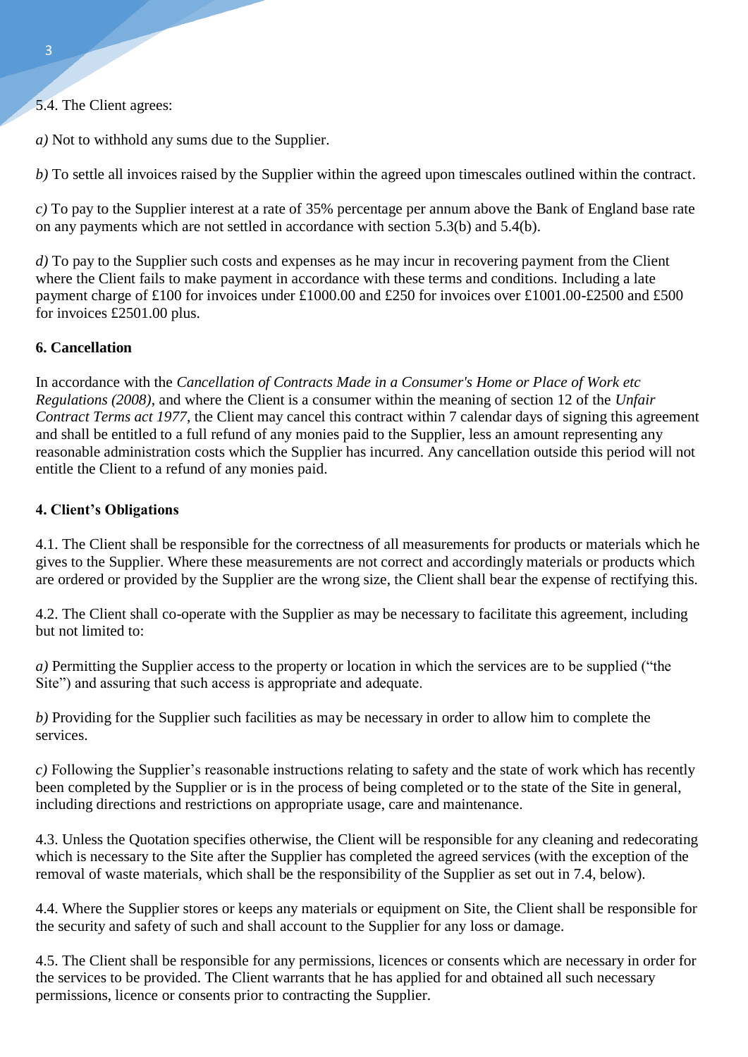5.4. The Client agrees:

*a)* Not to withhold any sums due to the Supplier.

*b)* To settle all invoices raised by the Supplier within the agreed upon timescales outlined within the contract.

*c)* To pay to the Supplier interest at a rate of 35% percentage per annum above the Bank of England base rate on any payments which are not settled in accordance with section 5.3(b) and 5.4(b).

*d)* To pay to the Supplier such costs and expenses as he may incur in recovering payment from the Client where the Client fails to make payment in accordance with these terms and conditions. Including a late payment charge of £100 for invoices under £1000.00 and £250 for invoices over £1001.00-£2500 and £500 for invoices £2501.00 plus.

**6. Cancellation**

In accordance with the *Cancellation of Contracts Made in a Consumer's Home or Place of Work etc Regulations (2008)*, and where the Client is a consumer within the meaning of section 12 of the *Unfair Contract Terms act 1977*, the Client may cancel this contract within 7 calendar days of signing this agreement and shall be entitled to a full refund of any monies paid to the Supplier, less an amount representing any reasonable administration costs which the Supplier has incurred. Any cancellation outside this period will not entitle the Client to a refund of any monies paid.

**4. Client's Obligations**

4.1. The Client shall be responsible for the correctness of all measurements for products or materials which he gives to the Supplier. Where these measurements are not correct and accordingly materials or products which are ordered or provided by the Supplier are the wrong size, the Client shall bear the expense of rectifying this.

4.2. The Client shall co-operate with the Supplier as may be necessary to facilitate this agreement, including but not limited to:

*a)* Permitting the Supplier access to the property or location in which the services are to be supplied ("the Site") and assuring that such access is appropriate and adequate.

*b)* Providing for the Supplier such facilities as may be necessary in order to allow him to complete the services.

*c)* Following the Supplier's reasonable instructions relating to safety and the state of work which has recently been completed by the Supplier or is in the process of being completed or to the state of the Site in general, including directions and restrictions on appropriate usage, care and maintenance.

4.3. Unless the Quotation specifies otherwise, the Client will be responsible for any cleaning and redecorating which is necessary to the Site after the Supplier has completed the agreed services (with the exception of the removal of waste materials, which shall be the responsibility of the Supplier as set out in 7.4, below).

4.4. Where the Supplier stores or keeps any materials or equipment on Site, the Client shall be responsible for the security and safety of such and shall account to the Supplier for any loss or damage.

4.5. The Client shall be responsible for any permissions, licences or consents which are necessary in order for the services to be provided. The Client warrants that he has applied for and obtained all such necessary permissions, licence or consents prior to contracting the Supplier.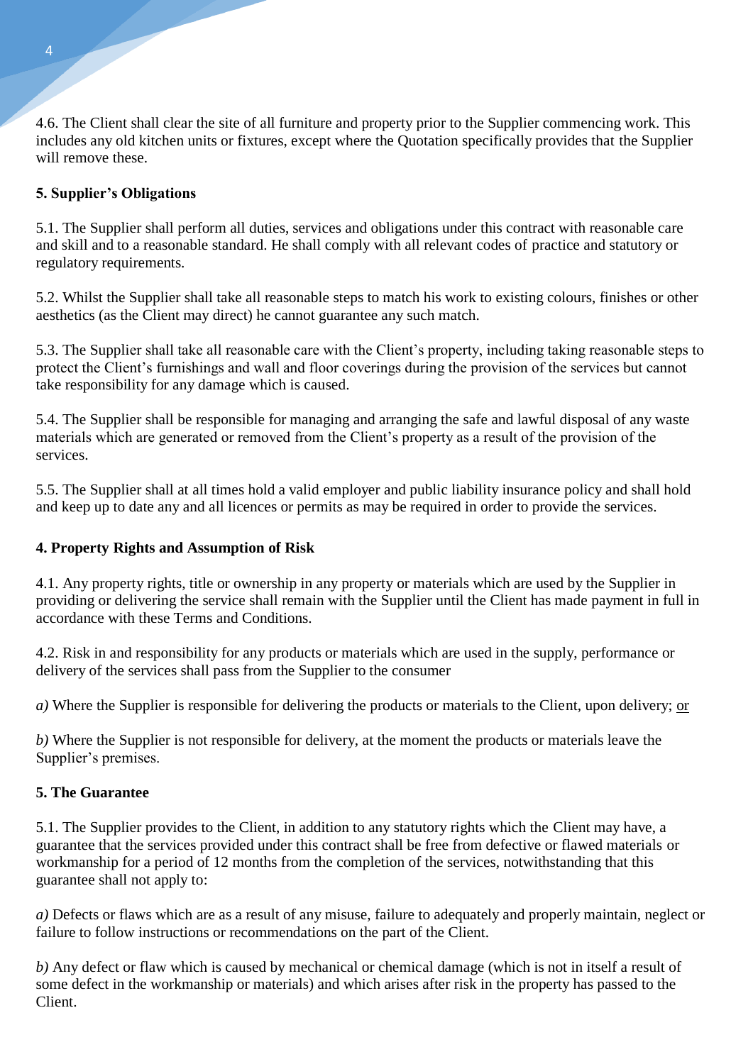4.6. The Client shall clear the site of all furniture and property prior to the Supplier commencing work. This includes any old kitchen units or fixtures, except where the Quotation specifically provides that the Supplier will remove these.

**5. Supplier's Obligations**

5.1. The Supplier shall perform all duties, services and obligations under this contract with reasonable care and skill and to a reasonable standard. He shall comply with all relevant codes of practice and statutory or regulatory requirements.

5.2. Whilst the Supplier shall take all reasonable steps to match his work to existing colours, finishes or other aesthetics (as the Client may direct) he cannot guarantee any such match.

5.3. The Supplier shall take all reasonable care with the Client's property, including taking reasonable steps to protect the Client's furnishings and wall and floor coverings during the provision of the services but cannot take responsibility for any damage which is caused.

5.4. The Supplier shall be responsible for managing and arranging the safe and lawful disposal of any waste materials which are generated or removed from the Client's property as a result of the provision of the services.

5.5. The Supplier shall at all times hold a valid employer and public liability insurance policy and shall hold and keep up to date any and all licences or permits as may be required in order to provide the services.

**4. Property Rights and Assumption of Risk**

4.1. Any property rights, title or ownership in any property or materials which are used by the Supplier in providing or delivering the service shall remain with the Supplier until the Client has made payment in full in accordance with these Terms and Conditions.

4.2. Risk in and responsibility for any products or materials which are used in the supply, performance or delivery of the services shall pass from the Supplier to the consumer

*a)* Where the Supplier is responsible for delivering the products or materials to the Client, upon delivery; <u>or</u>

*b)* Where the Supplier is not responsible for delivery, at the moment the products or materials leave the Supplier's premises.

**5. The Guarantee**

5.1. The Supplier provides to the Client, in addition to any statutory rights which the Client may have, a guarantee that the services provided under this contract shall be free from defective or flawed materials or workmanship for a period of 12 months from the completion of the services, notwithstanding that this guarantee shall not apply to:

*a)* Defects or flaws which are as a result of any misuse, failure to adequately and properly maintain, neglect or failure to follow instructions or recommendations on the part of the Client.

*b)* Any defect or flaw which is caused by mechanical or chemical damage (which is not in itself a result of some defect in the workmanship or materials) and which arises after risk in the property has passed to the Client.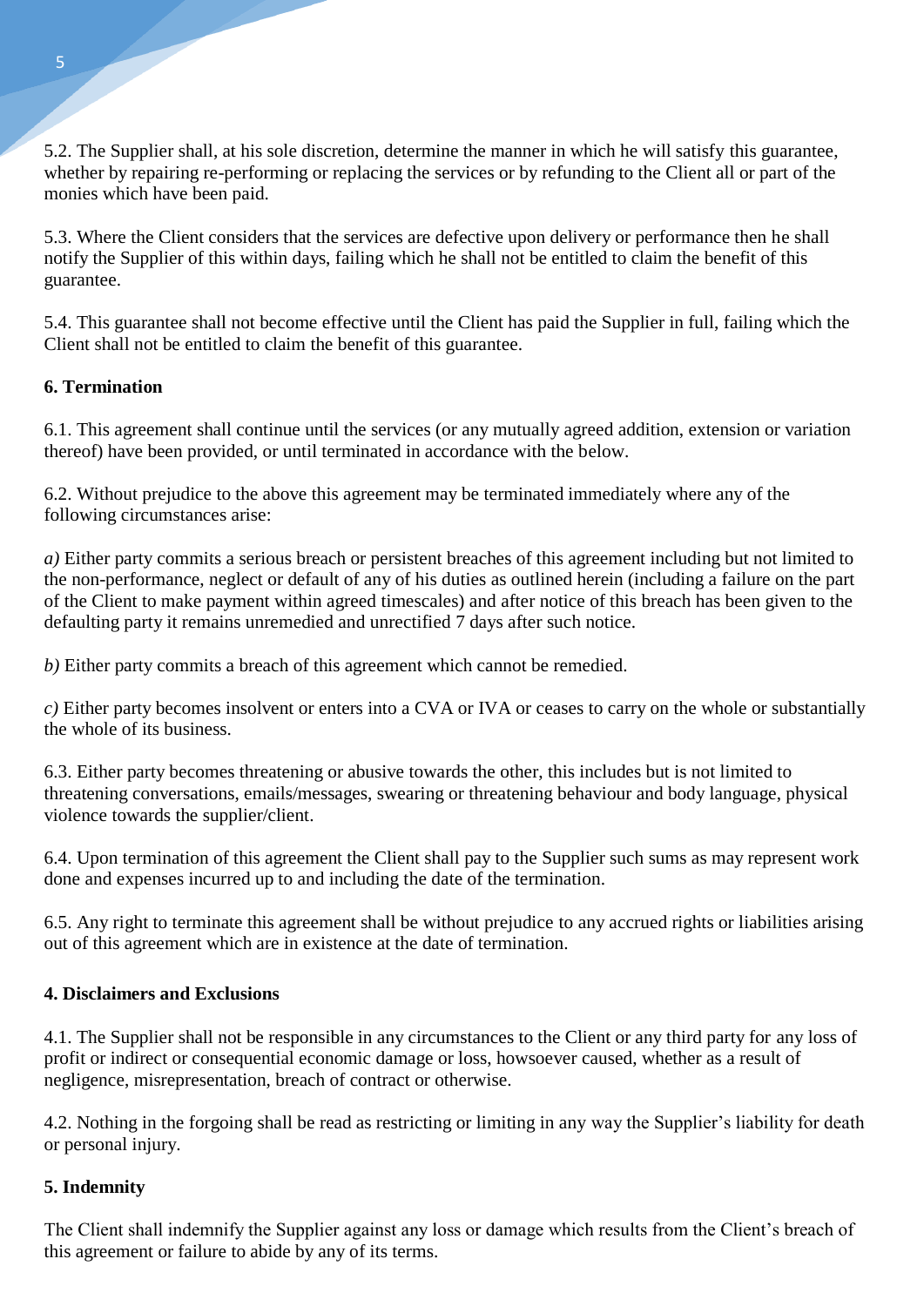5.2. The Supplier shall, at his sole discretion, determine the manner in which he will satisfy this guarantee, whether by repairing re-performing or replacing the services or by refunding to the Client all or part of the monies which have been paid.

5.3. Where the Client considers that the services are defective upon delivery or performance then he shall notify the Supplier of this within days, failing which he shall not be entitled to claim the benefit of this guarantee.

5.4. This guarantee shall not become effective until the Client has paid the Supplier in full, failing which the Client shall not be entitled to claim the benefit of this guarantee.

**6. Termination**

6.1. This agreement shall continue until the services (or any mutually agreed addition, extension or variation thereof) have been provided, or until terminated in accordance with the below.

6.2. Without prejudice to the above this agreement may be terminated immediately where any of the following circumstances arise:

*a)* Either party commits a serious breach or persistent breaches of this agreement including but not limited to the non-performance, neglect or default of any of his duties as outlined herein (including a failure on the part of the Client to make payment within agreed timescales) and after notice of this breach has been given to the defaulting party it remains unremedied and unrectified 7 days after such notice.

*b)* Either party commits a breach of this agreement which cannot be remedied.

*c)* Either party becomes insolvent or enters into a CVA or IVA or ceases to carry on the whole or substantially the whole of its business.

6.3. Either party becomes threatening or abusive towards the other, this includes but is not limited to threatening conversations, emails/messages, swearing or threatening behaviour and body language, physical violence towards the supplier/client.

6.4. Upon termination of this agreement the Client shall pay to the Supplier such sums as may represent work done and expenses incurred up to and including the date of the termination.

6.5. Any right to terminate this agreement shall be without prejudice to any accrued rights or liabilities arising out of this agreement which are in existence at the date of termination.

**4. Disclaimers and Exclusions**

4.1. The Supplier shall not be responsible in any circumstances to the Client or any third party for any loss of profit or indirect or consequential economic damage or loss, howsoever caused, whether as a result of negligence, misrepresentation, breach of contract or otherwise.

4.2. Nothing in the forgoing shall be read as restricting or limiting in any way the Supplier's liability for death or personal injury.

**5. Indemnity**

The Client shall indemnify the Supplier against any loss or damage which results from the Client's breach of this agreement or failure to abide by any of its terms.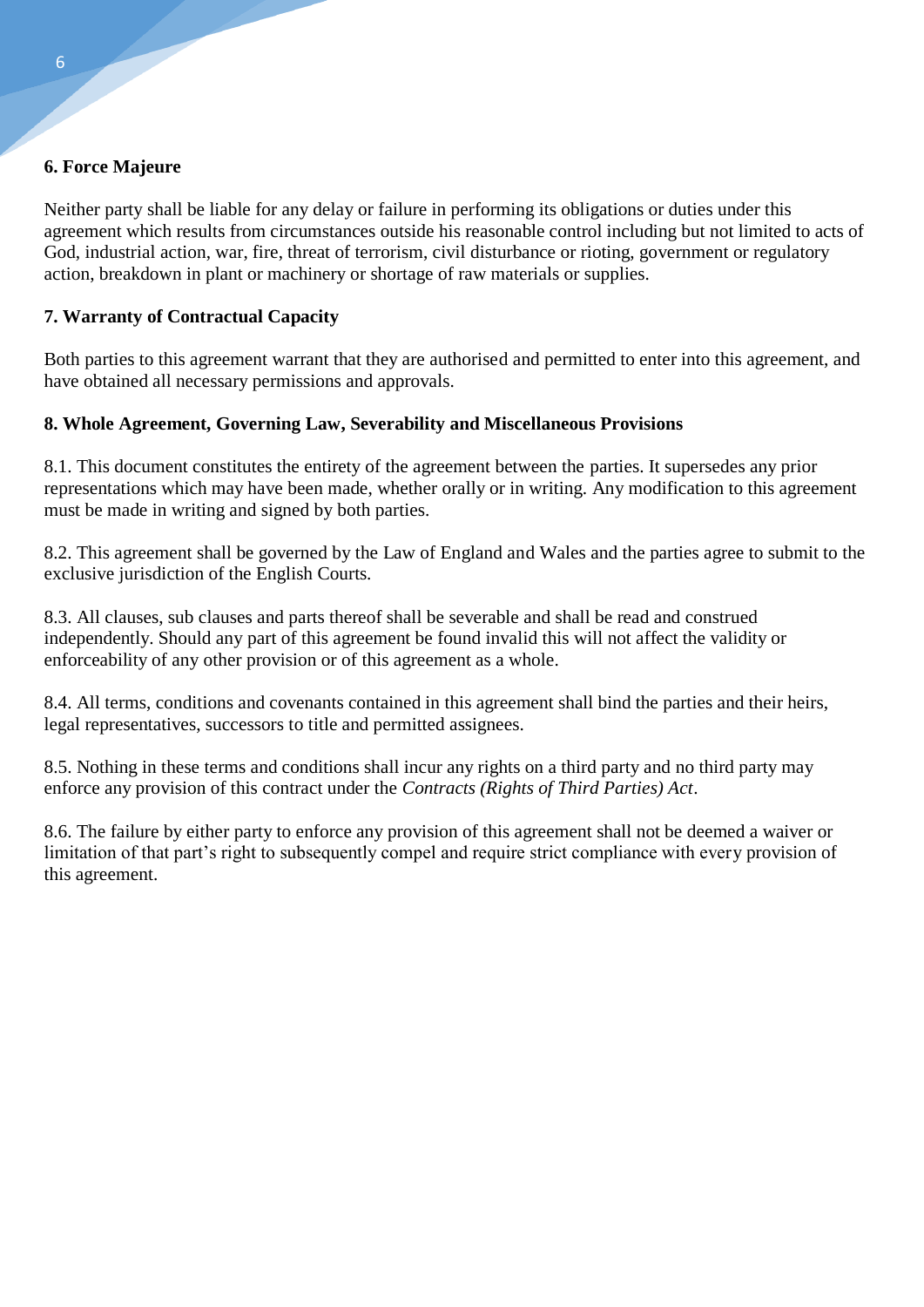**6. Force Majeure**

Neither party shall be liable for any delay or failure in performing its obligations or duties under this agreement which results from circumstances outside his reasonable control including but not limited to acts of God, industrial action, war, fire, threat of terrorism, civil disturbance or rioting, government or regulatory action, breakdown in plant or machinery or shortage of raw materials or supplies.

**7. Warranty of Contractual Capacity**

Both parties to this agreement warrant that they are authorised and permitted to enter into this agreement, and have obtained all necessary permissions and approvals.

**8. Whole Agreement, Governing Law, Severability and Miscellaneous Provisions**

8.1. This document constitutes the entirety of the agreement between the parties. It supersedes any prior representations which may have been made, whether orally or in writing. Any modification to this agreement must be made in writing and signed by both parties.

8.2. This agreement shall be governed by the Law of England and Wales and the parties agree to submit to the exclusive jurisdiction of the English Courts.

8.3. All clauses, sub clauses and parts thereof shall be severable and shall be read and construed independently. Should any part of this agreement be found invalid this will not affect the validity or enforceability of any other provision or of this agreement as a whole.

8.4. All terms, conditions and covenants contained in this agreement shall bind the parties and their heirs, legal representatives, successors to title and permitted assignees.

8.5. Nothing in these terms and conditions shall incur any rights on a third party and no third party may enforce any provision of this contract under the *Contracts (Rights of Third Parties) Act*.

8.6. The failure by either party to enforce any provision of this agreement shall not be deemed a waiver or limitation of that part's right to subsequently compel and require strict compliance with every provision of this agreement.